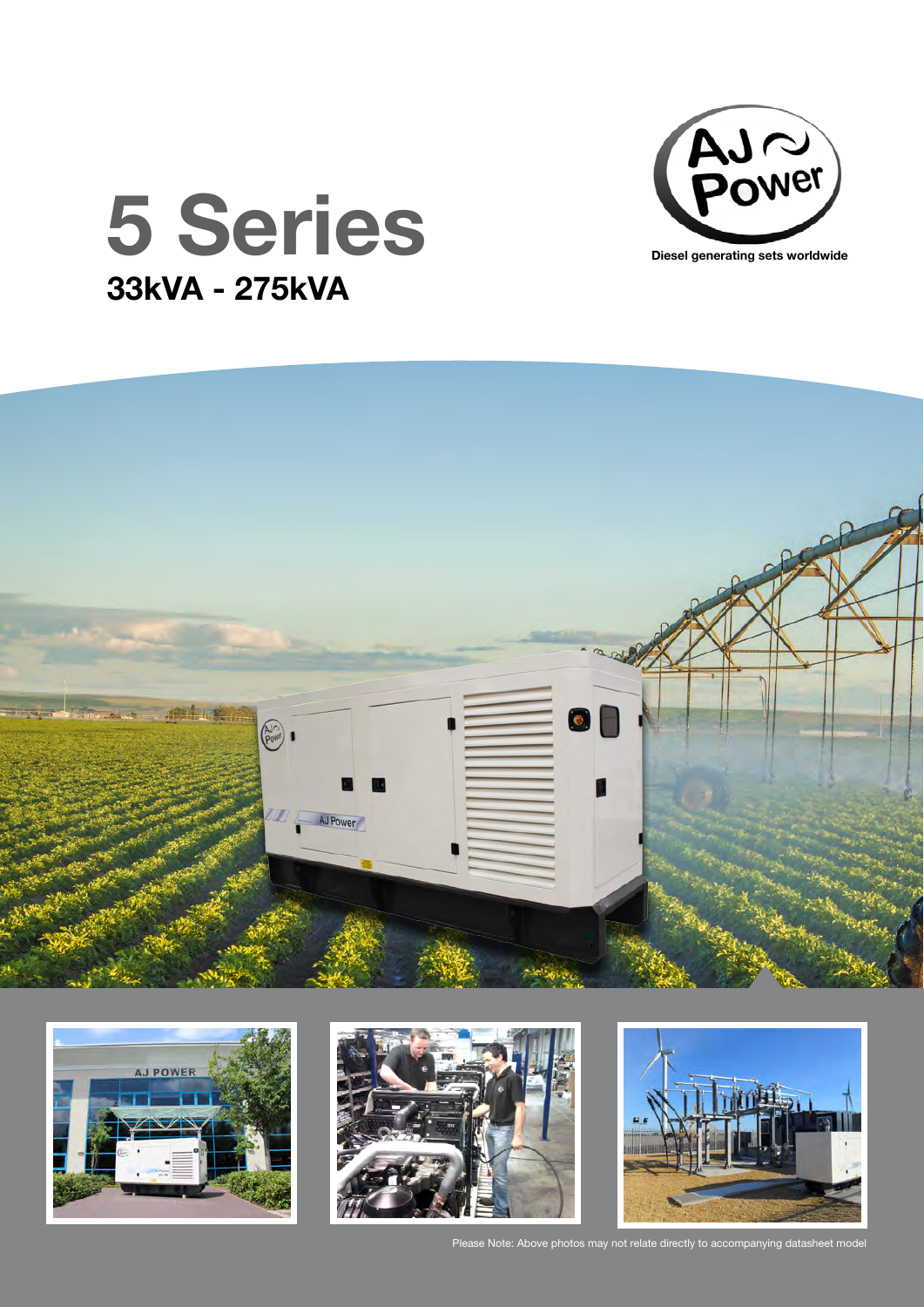# 5 Series

## 33kVA - 275kVA

Diesel generating sets worldwide

Please Note: Above photos may not relate directly to accompanying datasheet model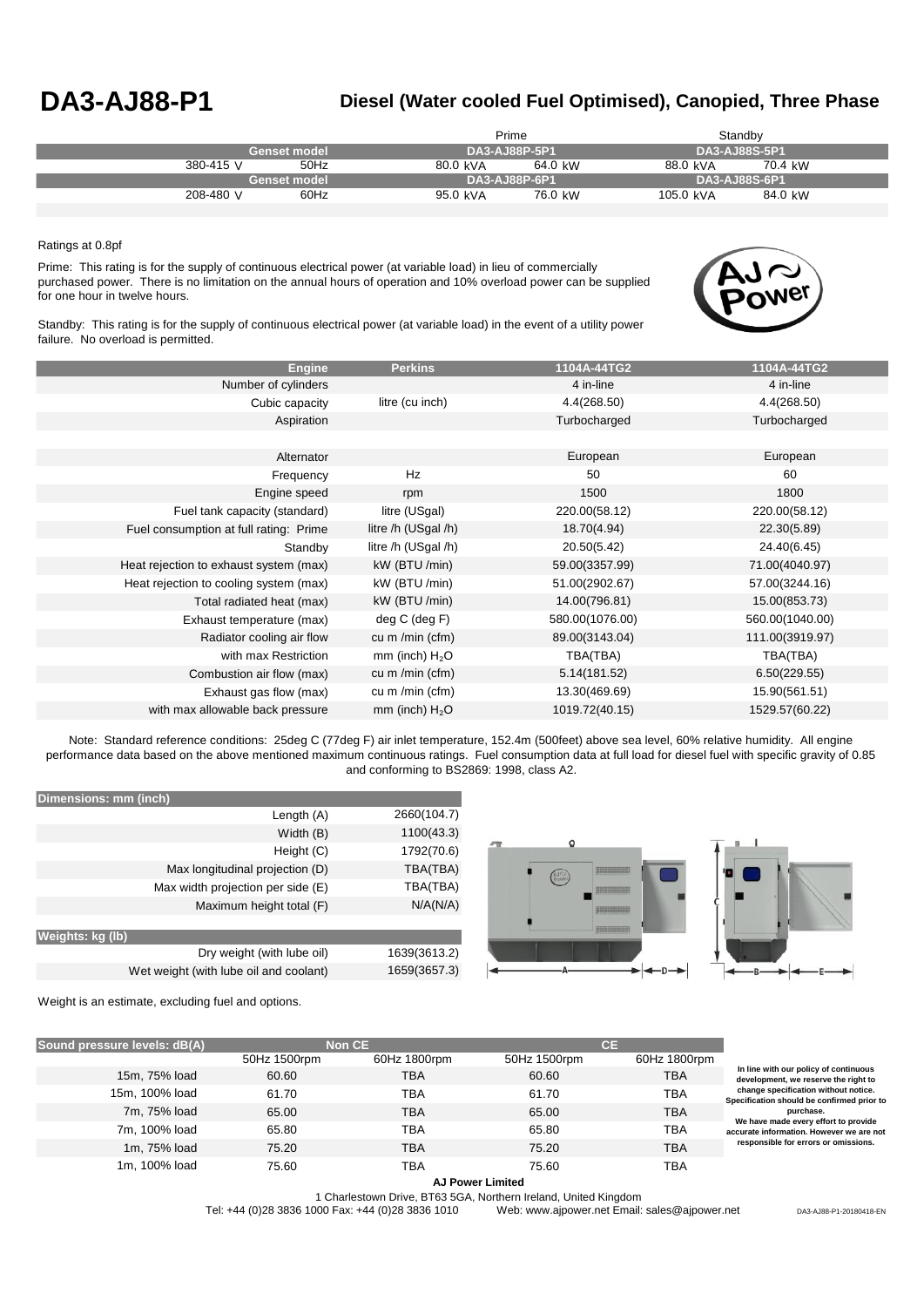# DA3-AJ88-P1

## Diesel (Water cooled Fuel Optimised), Canopied, Three Phase

| | | Prime | | Standby | |
|---|---|---|---|---|---|
| Genset model | | DA3-AJ88P-5P1 | | DA3-AJ88S-5P1 | |
| 380-415 V | 50Hz | 80.0 kVA | 64.0 kW | 88.0 kVA | 70.4 kW |
| Genset model | | DA3-AJ88P-6P1 | | DA3-AJ88S-6P1 | |
| 208-480 V | 60Hz | 95.0 kVA | 76.0 kW | 105.0 kVA | 84.0 kW |

Ratings at 0.8pf

Prime: This rating is for the supply of continuous electrical power (at variable load) in lieu of commercially purchased power. There is no limitation on the annual hours of operation and 10% overload power can be supplied for one hour in twelve hours.

Standby: This rating is for the supply of continuous electrical power (at variable load) in the event of a utility power failure. No overload is permitted.

| Engine | Perkins | 1104A-44TG2 | 1104A-44TG2 |
|---|---|---|---|
| Number of cylinders | | 4 in-line | 4 in-line |
| Cubic capacity | litre (cu inch) | 4.4(268.50) | 4.4(268.50) |
| Aspiration | | Turbocharged | Turbocharged |
| | | | |
| Alternator | | European | European |
| Frequency | Hz | 50 | 60 |
| Engine speed | rpm | 1500 | 1800 |
| Fuel tank capacity (standard) | litre (USgal) | 220.00(58.12) | 220.00(58.12) |
| Fuel consumption at full rating: Prime | litre /h (USgal /h) | 18.70(4.94) | 22.30(5.89) |
| Standby | litre /h (USgal /h) | 20.50(5.42) | 24.40(6.45) |
| Heat rejection to exhaust system (max) | kW (BTU /min) | 59.00(3357.99) | 71.00(4040.97) |
| Heat rejection to cooling system (max) | kW (BTU /min) | 51.00(2902.67) | 57.00(3244.16) |
| Total radiated heat (max) | kW (BTU /min) | 14.00(796.81) | 15.00(853.73) |
| Exhaust temperature (max) | deg C (deg F) | 580.00(1076.00) | 560.00(1040.00) |
| Radiator cooling air flow | cu m /min (cfm) | 89.00(3143.04) | 111.00(3919.97) |
| with max Restriction | mm (inch) $H_2O$ | TBA(TBA) | TBA(TBA) |
| Combustion air flow (max) | cu m /min (cfm) | 5.14(181.52) | 6.50(229.55) |
| Exhaust gas flow (max) | cu m /min (cfm) | 13.30(469.69) | 15.90(561.51) |
| with max allowable back pressure | mm (inch) $H_2O$ | 1019.72(40.15) | 1529.57(60.22) |

Note: Standard reference conditions: 25deg C (77deg F) air inlet temperature, 152.4m (500feet) above sea level, 60% relative humidity. All engine performance data based on the above mentioned maximum continuous ratings. Fuel consumption data at full load for diesel fuel with specific gravity of 0.85 and conforming to BS2869: 1998, class A2.

| Dimensions: mm (inch) | |
|---|---|
| Length (A) | 2660(104.7) |
| Width (B) | 1100(43.3) |
| Height (C) | 1792(70.6) |
| Max longitudinal projection (D) | TBA(TBA) |
| Max width projection per side (E) | TBA(TBA) |
| Maximum height total (F) | N/A(N/A) |

| Weights: kg (lb) | |
|---|---|
| Dry weight (with lube oil) | 1639(3613.2) |
| Wet weight (with lube oil and coolant) | 1659(3657.3) |

Weight is an estimate, excluding fuel and options.

| Sound pressure levels: dB(A) | Non CE | | CE | |
|---|---|---|---|---|
| | 50Hz 1500rpm | 60Hz 1800rpm | 50Hz 1500rpm | 60Hz 1800rpm |
| 15m, 75% load | 60.60 | TBA | 60.60 | TBA |
| 15m, 100% load | 61.70 | TBA | 61.70 | TBA |
| 7m, 75% load | 65.00 | TBA | 65.00 | TBA |
| 7m, 100% load | 65.80 | TBA | 65.80 | TBA |
| 1m, 75% load | 75.20 | TBA | 75.20 | TBA |
| 1m, 100% load | 75.60 | TBA | 75.60 | TBA |

In line with our policy of continuous development, we reserve the right to change specification without notice. Specification should be confirmed prior to purchase. We have made every effort to provide accurate information. However we are not responsible for errors or omissions.

**AJ Power Limited**

1 Charlestown Drive, BT63 5GA, Northern Ireland, United Kingdom

Tel: +44 (0)28 3836 1000 Fax: +44 (0)28 3836 1010 Web: www.ajpower.net Email: sales@ajpower.net

DA3-AJ88-P1-20180418-EN